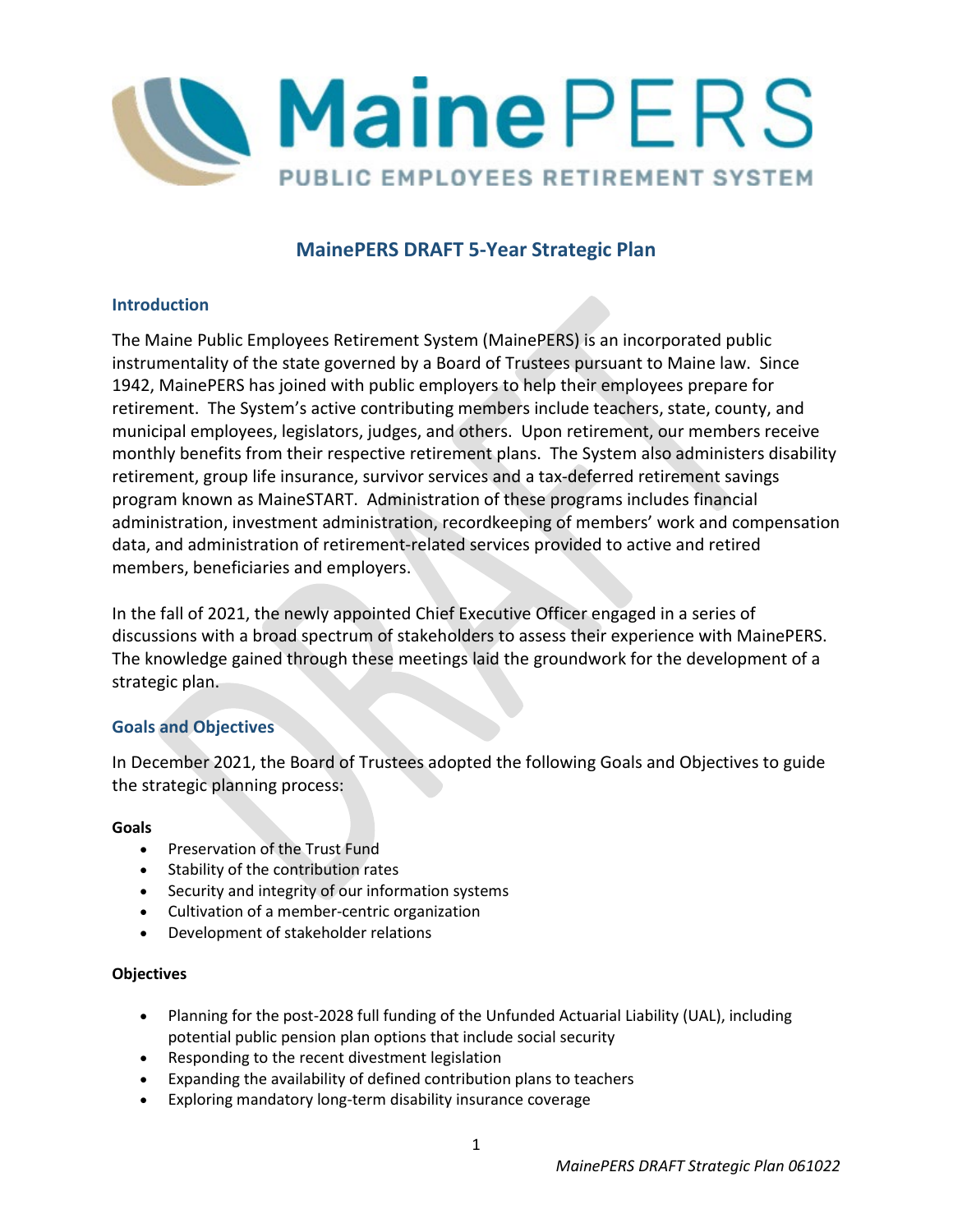# MainePERS DRAFT 5-Year Strategic Plan

## Introduction

The Maine Public Employees Retirement System (MainePERS) is an incorporated public instrumentality of the state governed by a Board of Trustees pursuant to Maine law. Since 1942, MainePERS has joined with public employers to help their employees prepare for retirement. The System's active contributing members include teachers, state, county, and municipal employees, legislators, judges, and others. Upon retirement, our members receive monthly benefits from their respective retirement plans. The System also administers disability retirement, group life insurance, survivor services and a tax-deferred retirement savings program known as MaineSTART. Administration of these programs includes financial administration, investment administration, recordkeeping of members' work and compensation data, and administration of retirement-related services provided to active and retired members, beneficiaries and employers.

In the fall of 2021, the newly appointed Chief Executive Officer engaged in a series of discussions with a broad spectrum of stakeholders to assess their experience with MainePERS. The knowledge gained through these meetings laid the groundwork for the development of a strategic plan.

## Goals and Objectives

In December 2021, the Board of Trustees adopted the following Goals and Objectives to guide the strategic planning process:

**Goals**

- Preservation of the Trust Fund
- Stability of the contribution rates
- Security and integrity of our information systems
- Cultivation of a member-centric organization
- Development of stakeholder relations

**Objectives**

- Planning for the post-2028 full funding of the Unfunded Actuarial Liability (UAL), including potential public pension plan options that include social security
- Responding to the recent divestment legislation
- Expanding the availability of defined contribution plans to teachers
- Exploring mandatory long-term disability insurance coverage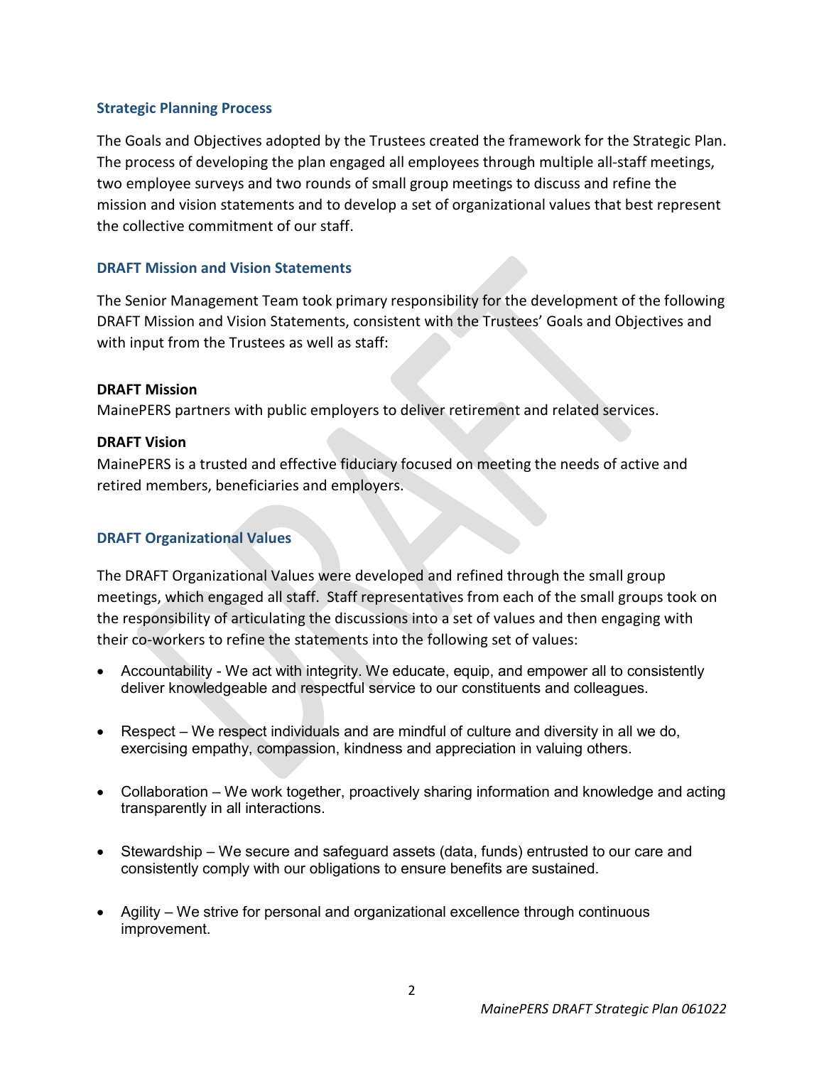## Strategic Planning Process

The Goals and Objectives adopted by the Trustees created the framework for the Strategic Plan. The process of developing the plan engaged all employees through multiple all-staff meetings, two employee surveys and two rounds of small group meetings to discuss and refine the mission and vision statements and to develop a set of organizational values that best represent the collective commitment of our staff.

## DRAFT Mission and Vision Statements

The Senior Management Team took primary responsibility for the development of the following DRAFT Mission and Vision Statements, consistent with the Trustees' Goals and Objectives and with input from the Trustees as well as staff:

**DRAFT Mission**
MainePERS partners with public employers to deliver retirement and related services.

**DRAFT Vision**
MainePERS is a trusted and effective fiduciary focused on meeting the needs of active and retired members, beneficiaries and employers.

## DRAFT Organizational Values

The DRAFT Organizational Values were developed and refined through the small group meetings, which engaged all staff. Staff representatives from each of the small groups took on the responsibility of articulating the discussions into a set of values and then engaging with their co-workers to refine the statements into the following set of values:

- Accountability - We act with integrity. We educate, equip, and empower all to consistently deliver knowledgeable and respectful service to our constituents and colleagues.
- Respect – We respect individuals and are mindful of culture and diversity in all we do, exercising empathy, compassion, kindness and appreciation in valuing others.
- Collaboration – We work together, proactively sharing information and knowledge and acting transparently in all interactions.
- Stewardship – We secure and safeguard assets (data, funds) entrusted to our care and consistently comply with our obligations to ensure benefits are sustained.
- Agility – We strive for personal and organizational excellence through continuous improvement.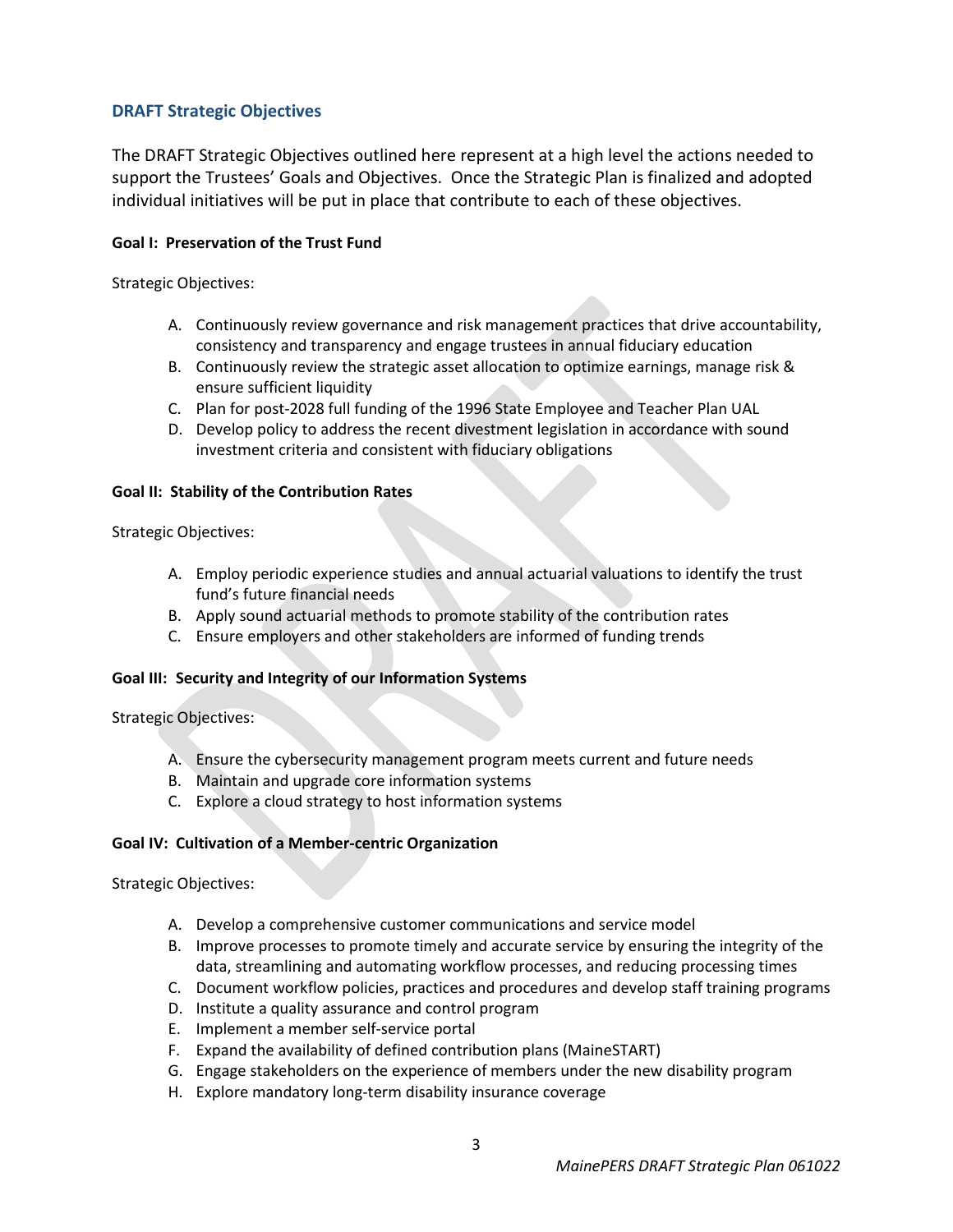## DRAFT Strategic Objectives

The DRAFT Strategic Objectives outlined here represent at a high level the actions needed to support the Trustees' Goals and Objectives. Once the Strategic Plan is finalized and adopted individual initiatives will be put in place that contribute to each of these objectives.

**Goal I: Preservation of the Trust Fund**

Strategic Objectives:

A. Continuously review governance and risk management practices that drive accountability, consistency and transparency and engage trustees in annual fiduciary education
B. Continuously review the strategic asset allocation to optimize earnings, manage risk & ensure sufficient liquidity
C. Plan for post-2028 full funding of the 1996 State Employee and Teacher Plan UAL
D. Develop policy to address the recent divestment legislation in accordance with sound investment criteria and consistent with fiduciary obligations

**Goal II: Stability of the Contribution Rates**

Strategic Objectives:

A. Employ periodic experience studies and annual actuarial valuations to identify the trust fund's future financial needs
B. Apply sound actuarial methods to promote stability of the contribution rates
C. Ensure employers and other stakeholders are informed of funding trends

**Goal III: Security and Integrity of our Information Systems**

Strategic Objectives:

A. Ensure the cybersecurity management program meets current and future needs
B. Maintain and upgrade core information systems
C. Explore a cloud strategy to host information systems

**Goal IV: Cultivation of a Member-centric Organization**

Strategic Objectives:

A. Develop a comprehensive customer communications and service model
B. Improve processes to promote timely and accurate service by ensuring the integrity of the data, streamlining and automating workflow processes, and reducing processing times
C. Document workflow policies, practices and procedures and develop staff training programs
D. Institute a quality assurance and control program
E. Implement a member self-service portal
F. Expand the availability of defined contribution plans (MaineSTART)
G. Engage stakeholders on the experience of members under the new disability program
H. Explore mandatory long-term disability insurance coverage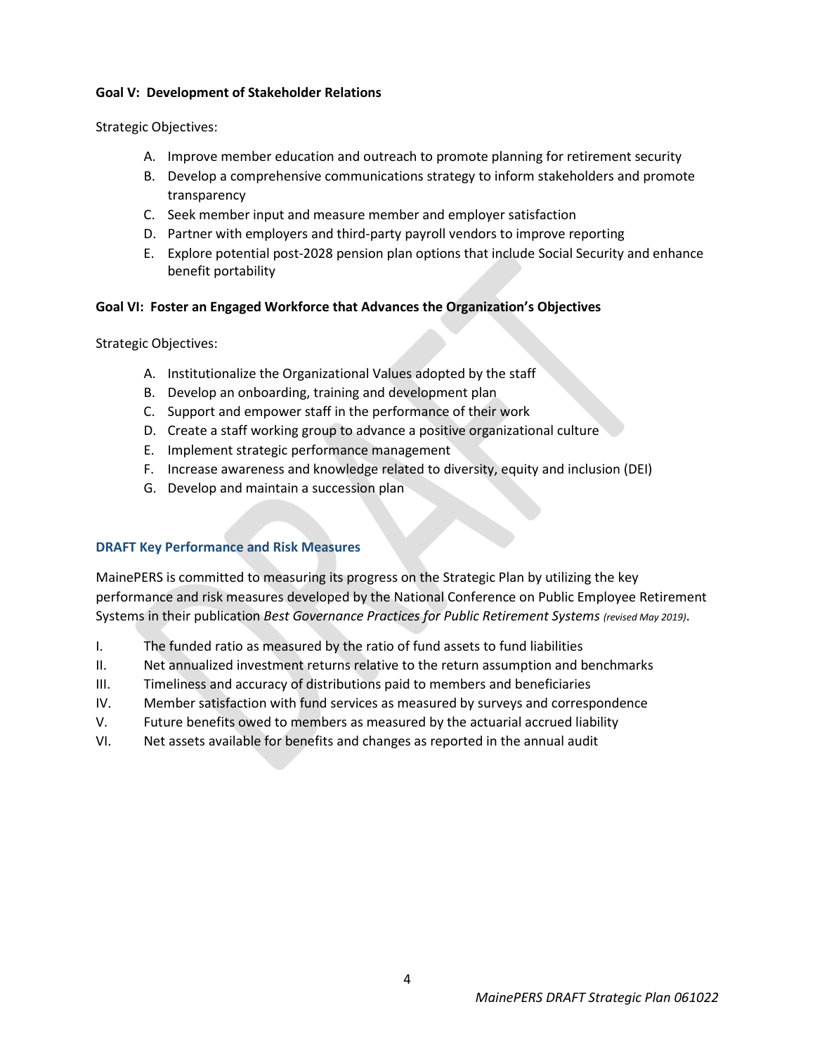**Goal V: Development of Stakeholder Relations**

Strategic Objectives:

A. Improve member education and outreach to promote planning for retirement security
B. Develop a comprehensive communications strategy to inform stakeholders and promote transparency
C. Seek member input and measure member and employer satisfaction
D. Partner with employers and third-party payroll vendors to improve reporting
E. Explore potential post-2028 pension plan options that include Social Security and enhance benefit portability

**Goal VI: Foster an Engaged Workforce that Advances the Organization's Objectives**

Strategic Objectives:

A. Institutionalize the Organizational Values adopted by the staff
B. Develop an onboarding, training and development plan
C. Support and empower staff in the performance of their work
D. Create a staff working group to advance a positive organizational culture
E. Implement strategic performance management
F. Increase awareness and knowledge related to diversity, equity and inclusion (DEI)
G. Develop and maintain a succession plan

### DRAFT Key Performance and Risk Measures

MainePERS is committed to measuring its progress on the Strategic Plan by utilizing the key performance and risk measures developed by the National Conference on Public Employee Retirement Systems in their publication *Best Governance Practices for Public Retirement Systems* *(revised May 2019)*.

I. The funded ratio as measured by the ratio of fund assets to fund liabilities
II. Net annualized investment returns relative to the return assumption and benchmarks
III. Timeliness and accuracy of distributions paid to members and beneficiaries
IV. Member satisfaction with fund services as measured by surveys and correspondence
V. Future benefits owed to members as measured by the actuarial accrued liability
VI. Net assets available for benefits and changes as reported in the annual audit